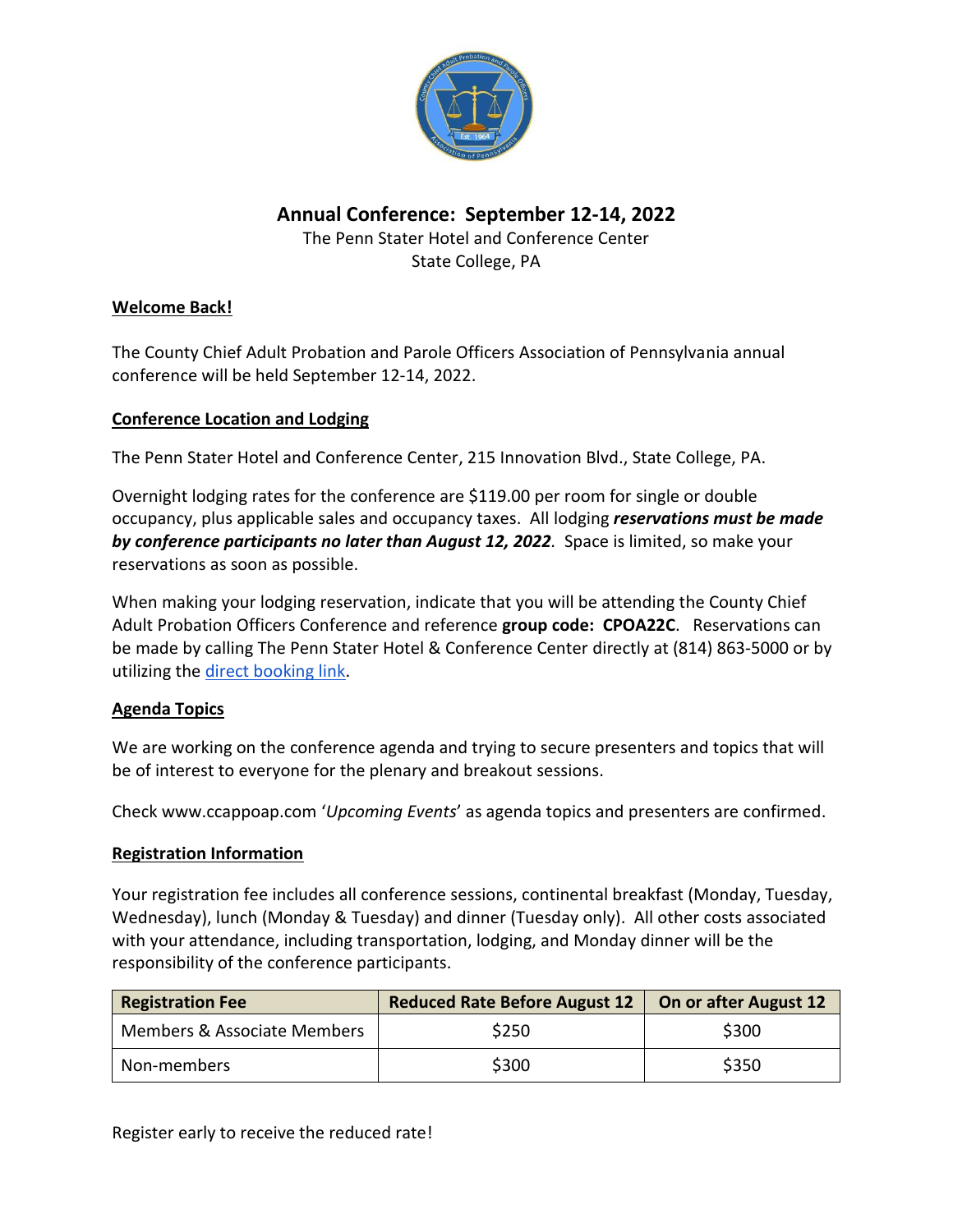# Annual Conference: September 12-14, 2022

The Penn Stater Hotel and Conference Center
State College, PA

## Welcome Back!

The County Chief Adult Probation and Parole Officers Association of Pennsylvania annual conference will be held September 12-14, 2022.

## Conference Location and Lodging

The Penn Stater Hotel and Conference Center, 215 Innovation Blvd., State College, PA.

Overnight lodging rates for the conference are $119.00 per room for single or double occupancy, plus applicable sales and occupancy taxes. All lodging ***reservations must be made by conference participants no later than August 12, 2022***. Space is limited, so make your reservations as soon as possible.

When making your lodging reservation, indicate that you will be attending the County Chief Adult Probation Officers Conference and reference **group code: CPOA22C**. Reservations can be made by calling The Penn Stater Hotel & Conference Center directly at (814) 863-5000 or by utilizing the direct booking link.

## Agenda Topics

We are working on the conference agenda and trying to secure presenters and topics that will be of interest to everyone for the plenary and breakout sessions.

Check www.ccappoap.com '*Upcoming Events*' as agenda topics and presenters are confirmed.

## Registration Information

Your registration fee includes all conference sessions, continental breakfast (Monday, Tuesday, Wednesday), lunch (Monday & Tuesday) and dinner (Tuesday only). All other costs associated with your attendance, including transportation, lodging, and Monday dinner will be the responsibility of the conference participants.

| Registration Fee | Reduced Rate Before August 12 | On or after August 12 |
| --- | --- | --- |
| Members & Associate Members | $250 | $300 |
| Non-members | $300 | $350 |

Register early to receive the reduced rate!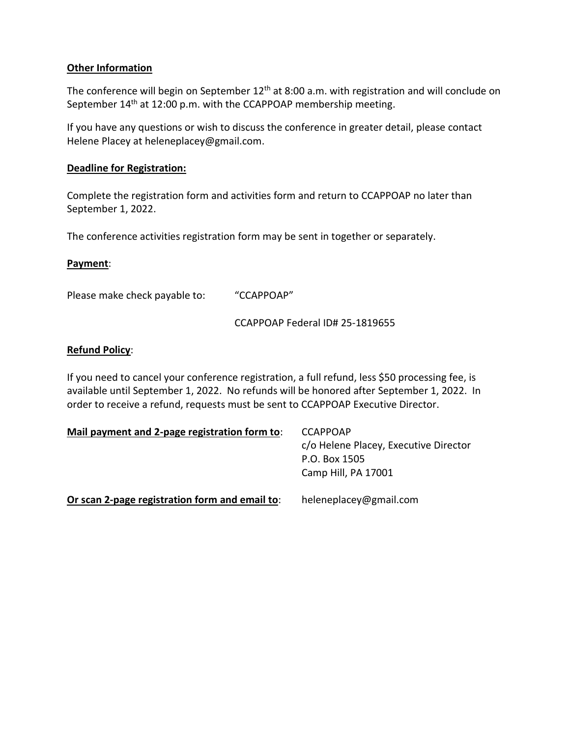**Other Information**

The conference will begin on September 12th at 8:00 a.m. with registration and will conclude on September 14th at 12:00 p.m. with the CCAPPOAP membership meeting.

If you have any questions or wish to discuss the conference in greater detail, please contact Helene Placey at heleneplacey@gmail.com.

**Deadline for Registration:**

Complete the registration form and activities form and return to CCAPPOAP no later than September 1, 2022.

The conference activities registration form may be sent in together or separately.

**Payment**:

Please make check payable to: "CCAPPOAP"

CCAPPOAP Federal ID# 25-1819655

**Refund Policy**:

If you need to cancel your conference registration, a full refund, less $50 processing fee, is available until September 1, 2022. No refunds will be honored after September 1, 2022. In order to receive a refund, requests must be sent to CCAPPOAP Executive Director.

**Mail payment and 2-page registration form to**:

CCAPPOAP
c/o Helene Placey, Executive Director
P.O. Box 1505
Camp Hill, PA 17001

**Or scan 2-page registration form and email to**: heleneplacey@gmail.com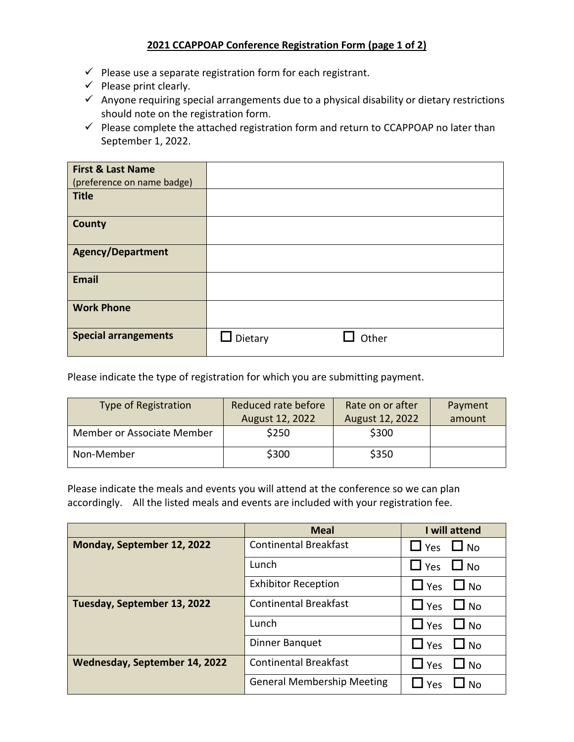## 2021 CCAPPOAP Conference Registration Form (page 1 of 2)

- ✓ Please use a separate registration form for each registrant.
- ✓ Please print clearly.
- ✓ Anyone requiring special arrangements due to a physical disability or dietary restrictions should note on the registration form.
- ✓ Please complete the attached registration form and return to CCAPPOAP no later than September 1, 2022.

| | |
|---|---|
| **First & Last Name** (preference on name badge) | |
| **Title** | |
| **County** | |
| **Agency/Department** | |
| **Email** | |
| **Work Phone** | |
| **Special arrangements** | ☐ Dietary ☐ Other |

Please indicate the type of registration for which you are submitting payment.

| Type of Registration | Reduced rate before August 12, 2022 | Rate on or after August 12, 2022 | Payment amount |
|---|---|---|---|
| Member or Associate Member | $250 | $300 | |
| Non-Member | $300 | $350 | |

Please indicate the meals and events you will attend at the conference so we can plan accordingly. All the listed meals and events are included with your registration fee.

| | Meal | I will attend |
|---|---|---|
| **Monday, September 12, 2022** | Continental Breakfast | ☐ Yes ☐ No |
| | Lunch | ☐ Yes ☐ No |
| | Exhibitor Reception | ☐ Yes ☐ No |
| **Tuesday, September 13, 2022** | Continental Breakfast | ☐ Yes ☐ No |
| | Lunch | ☐ Yes ☐ No |
| | Dinner Banquet | ☐ Yes ☐ No |
| **Wednesday, September 14, 2022** | Continental Breakfast | ☐ Yes ☐ No |
| | General Membership Meeting | ☐ Yes ☐ No |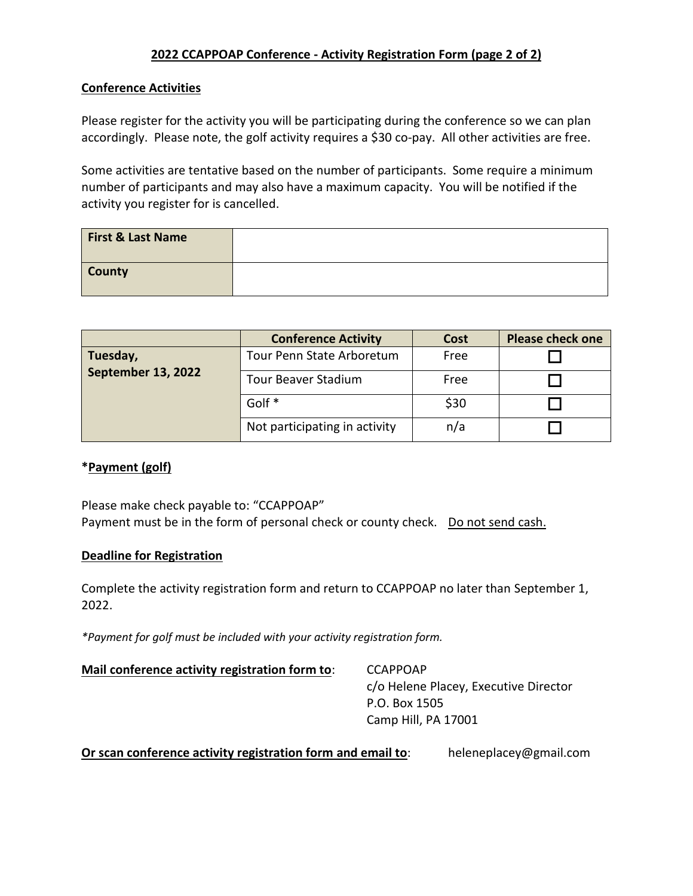## 2022 CCAPPOAP Conference - Activity Registration Form (page 2 of 2)

### Conference Activities

Please register for the activity you will be participating during the conference so we can plan accordingly. Please note, the golf activity requires a $30 co-pay. All other activities are free.

Some activities are tentative based on the number of participants. Some require a minimum number of participants and may also have a maximum capacity. You will be notified if the activity you register for is cancelled.

| | |
|---|---|
| **First & Last Name** | |
| **County** | |

| | Conference Activity | Cost | Please check one |
|---|---|---|---|
| **Tuesday, September 13, 2022** | Tour Penn State Arboretum | Free | ☐ |
| | Tour Beaver Stadium | Free | ☐ |
| | Golf * | $30 | ☐ |
| | Not participating in activity | n/a | ☐ |

### *Payment (golf)

Please make check payable to: "CCAPPOAP"
Payment must be in the form of personal check or county check. Do not send cash.

### Deadline for Registration

Complete the activity registration form and return to CCAPPOAP no later than September 1, 2022.

*\*Payment for golf must be included with your activity registration form.*

**Mail conference activity registration form to**:

CCAPPOAP
c/o Helene Placey, Executive Director
P.O. Box 1505
Camp Hill, PA 17001

**Or scan conference activity registration form and email to**: heleneplacey@gmail.com